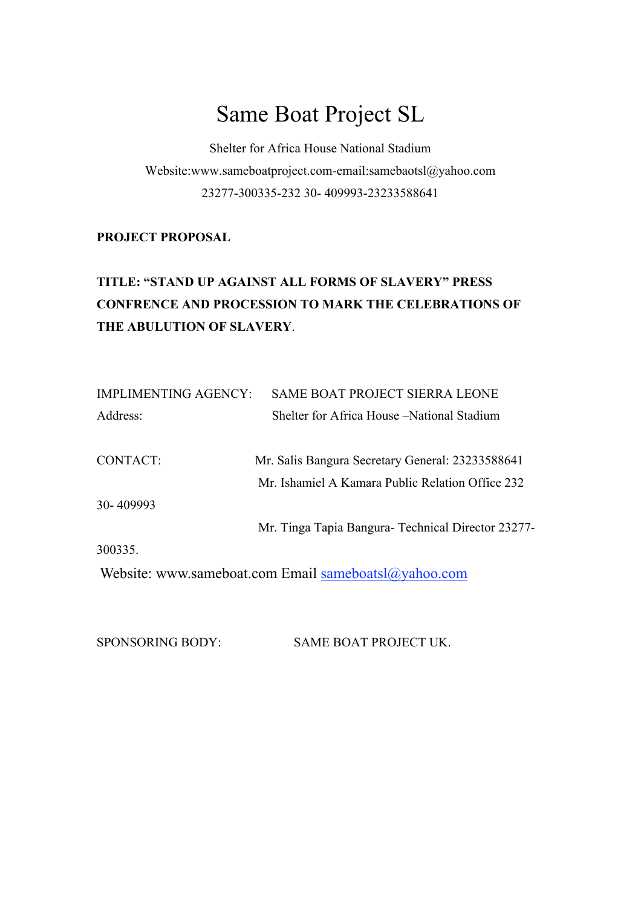# Same Boat Project SL

Shelter for Africa House National Stadium

Website:www.sameboatproject.com-email:samebaotsl@yahoo.com

23277-300335-232 30- 409993-23233588641

**PROJECT PROPOSAL**

**TITLE: "STAND UP AGAINST ALL FORMS OF SLAVERY" PRESS CONFRENCE AND PROCESSION TO MARK THE CELEBRATIONS OF THE ABULUTION OF SLAVERY**.

IMPLIMENTING AGENCY: SAME BOAT PROJECT SIERRA LEONE

Address: Shelter for Africa House –National Stadium

CONTACT: Mr. Salis Bangura Secretary General: 23233588641

Mr. Ishamiel A Kamara Public Relation Office 232 30- 409993

Mr. Tinga Tapia Bangura- Technical Director 23277-300335.

Website: www.sameboat.com Email sameboatsl@yahoo.com

SPONSORING BODY: SAME BOAT PROJECT UK.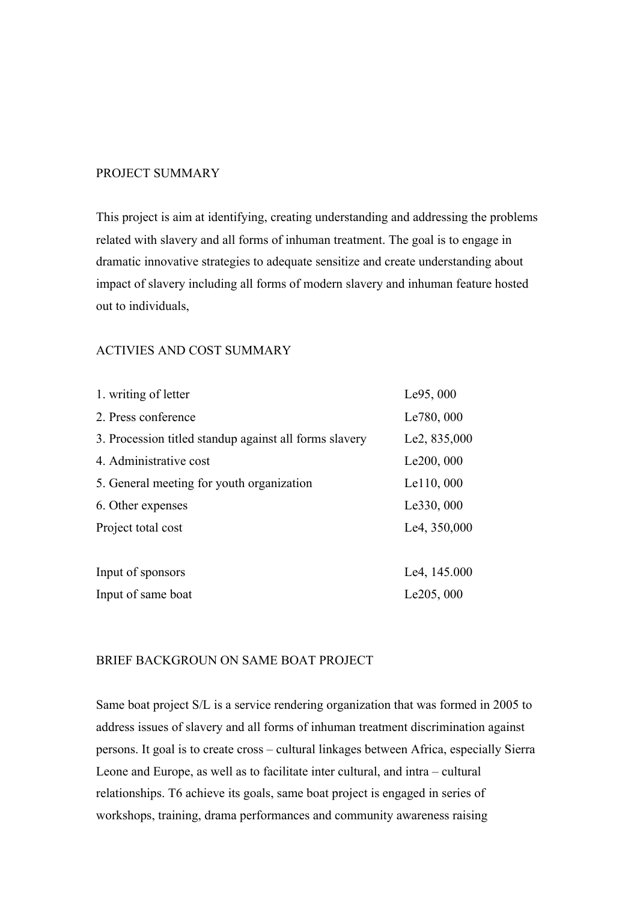PROJECT SUMMARY

This project is aim at identifying, creating understanding and addressing the problems related with slavery and all forms of inhuman treatment. The goal is to engage in dramatic innovative strategies to adequate sensitize and create understanding about impact of slavery including all forms of modern slavery and inhuman feature hosted out to individuals,

ACTIVIES AND COST SUMMARY

| | |
|---|---|
| 1. writing of letter | Le95, 000 |
| 2. Press conference | Le780, 000 |
| 3. Procession titled standup against all forms slavery | Le2, 835,000 |
| 4. Administrative cost | Le200, 000 |
| 5. General meeting for youth organization | Le110, 000 |
| 6. Other expenses | Le330, 000 |
| Project total cost | Le4, 350,000 |
| | |
| Input of sponsors | Le4, 145.000 |
| Input of same boat | Le205, 000 |

BRIEF BACKGROUN ON SAME BOAT PROJECT

Same boat project S/L is a service rendering organization that was formed in 2005 to address issues of slavery and all forms of inhuman treatment discrimination against persons. It goal is to create cross – cultural linkages between Africa, especially Sierra Leone and Europe, as well as to facilitate inter cultural, and intra – cultural relationships. T6 achieve its goals, same boat project is engaged in series of workshops, training, drama performances and community awareness raising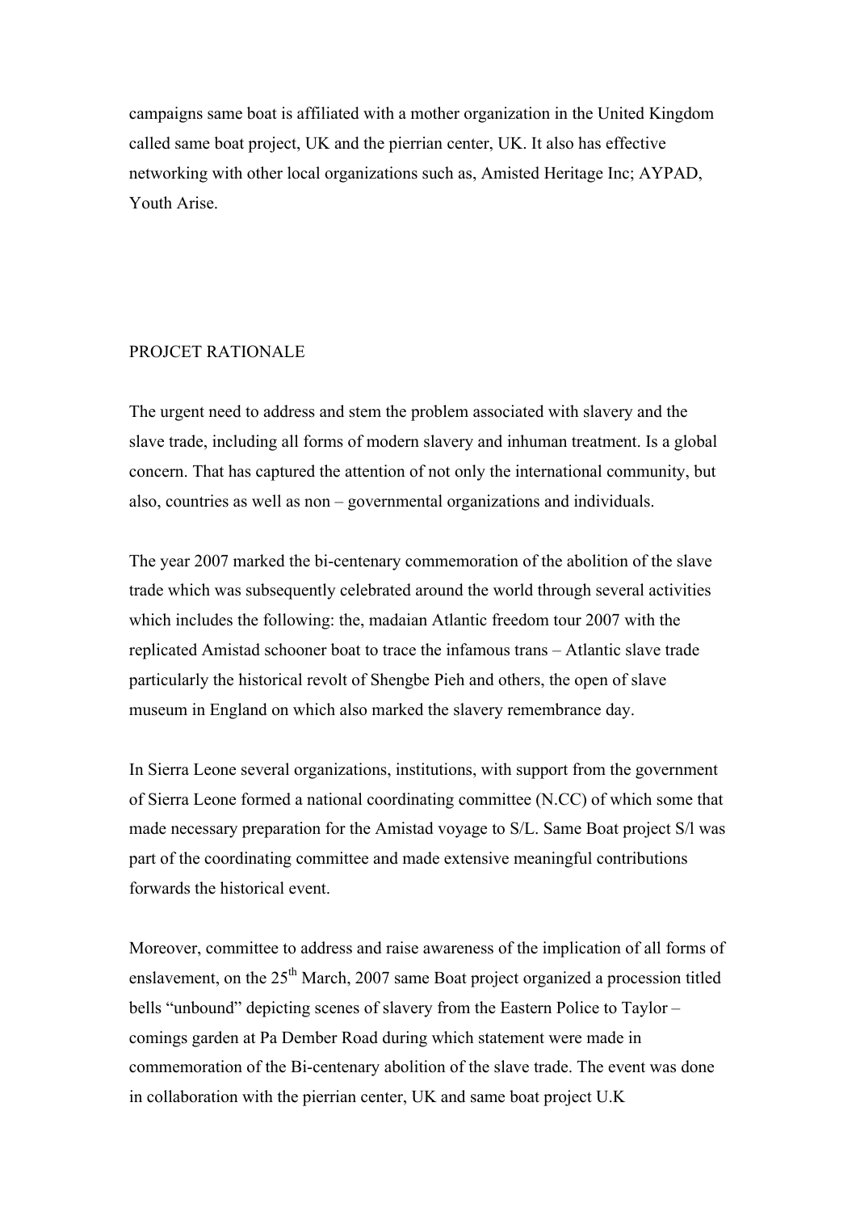campaigns same boat is affiliated with a mother organization in the United Kingdom called same boat project, UK and the pierrian center, UK. It also has effective networking with other local organizations such as, Amisted Heritage Inc; AYPAD, Youth Arise.

## PROJCET RATIONALE

The urgent need to address and stem the problem associated with slavery and the slave trade, including all forms of modern slavery and inhuman treatment. Is a global concern. That has captured the attention of not only the international community, but also, countries as well as non – governmental organizations and individuals.

The year 2007 marked the bi-centenary commemoration of the abolition of the slave trade which was subsequently celebrated around the world through several activities which includes the following: the, madaian Atlantic freedom tour 2007 with the replicated Amistad schooner boat to trace the infamous trans – Atlantic slave trade particularly the historical revolt of Shengbe Pieh and others, the open of slave museum in England on which also marked the slavery remembrance day.

In Sierra Leone several organizations, institutions, with support from the government of Sierra Leone formed a national coordinating committee (N.CC) of which some that made necessary preparation for the Amistad voyage to S/L. Same Boat project S/l was part of the coordinating committee and made extensive meaningful contributions forwards the historical event.

Moreover, committee to address and raise awareness of the implication of all forms of enslavement, on the 25th March, 2007 same Boat project organized a procession titled bells "unbound" depicting scenes of slavery from the Eastern Police to Taylor – comings garden at Pa Dember Road during which statement were made in commemoration of the Bi-centenary abolition of the slave trade. The event was done in collaboration with the pierrian center, UK and same boat project U.K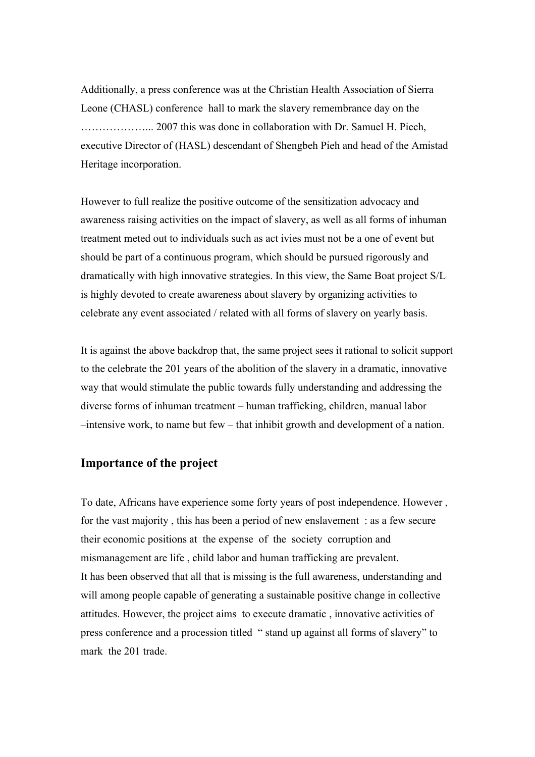Additionally, a press conference was at the Christian Health Association of Sierra Leone (CHASL) conference hall to mark the slavery remembrance day on the ……………….. 2007 this was done in collaboration with Dr. Samuel H. Piech, executive Director of (HASL) descendant of Shengbeh Pieh and head of the Amistad Heritage incorporation.

However to full realize the positive outcome of the sensitization advocacy and awareness raising activities on the impact of slavery, as well as all forms of inhuman treatment meted out to individuals such as act ivies must not be a one of event but should be part of a continuous program, which should be pursued rigorously and dramatically with high innovative strategies. In this view, the Same Boat project S/L is highly devoted to create awareness about slavery by organizing activities to celebrate any event associated / related with all forms of slavery on yearly basis.

It is against the above backdrop that, the same project sees it rational to solicit support to the celebrate the 201 years of the abolition of the slavery in a dramatic, innovative way that would stimulate the public towards fully understanding and addressing the diverse forms of inhuman treatment – human trafficking, children, manual labor –intensive work, to name but few – that inhibit growth and development of a nation.

## Importance of the project

To date, Africans have experience some forty years of post independence. However , for the vast majority , this has been a period of new enslavement : as a few secure their economic positions at the expense of the society corruption and mismanagement are life , child labor and human trafficking are prevalent.
It has been observed that all that is missing is the full awareness, understanding and will among people capable of generating a sustainable positive change in collective attitudes. However, the project aims to execute dramatic , innovative activities of press conference and a procession titled " stand up against all forms of slavery" to mark the 201 trade.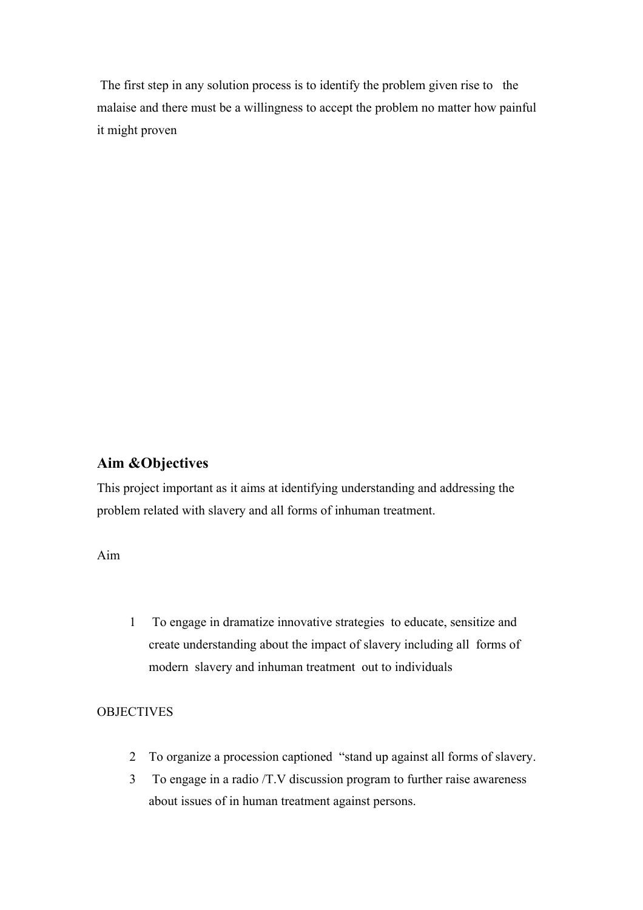The first step in any solution process is to identify the problem given rise to the malaise and there must be a willingness to accept the problem no matter how painful it might proven

## Aim &Objectives

This project important as it aims at identifying understanding and addressing the problem related with slavery and all forms of inhuman treatment.

Aim

1. To engage in dramatize innovative strategies to educate, sensitize and create understanding about the impact of slavery including all forms of modern slavery and inhuman treatment out to individuals

OBJECTIVES

2. To organize a procession captioned "stand up against all forms of slavery.
3. To engage in a radio /T.V discussion program to further raise awareness about issues of in human treatment against persons.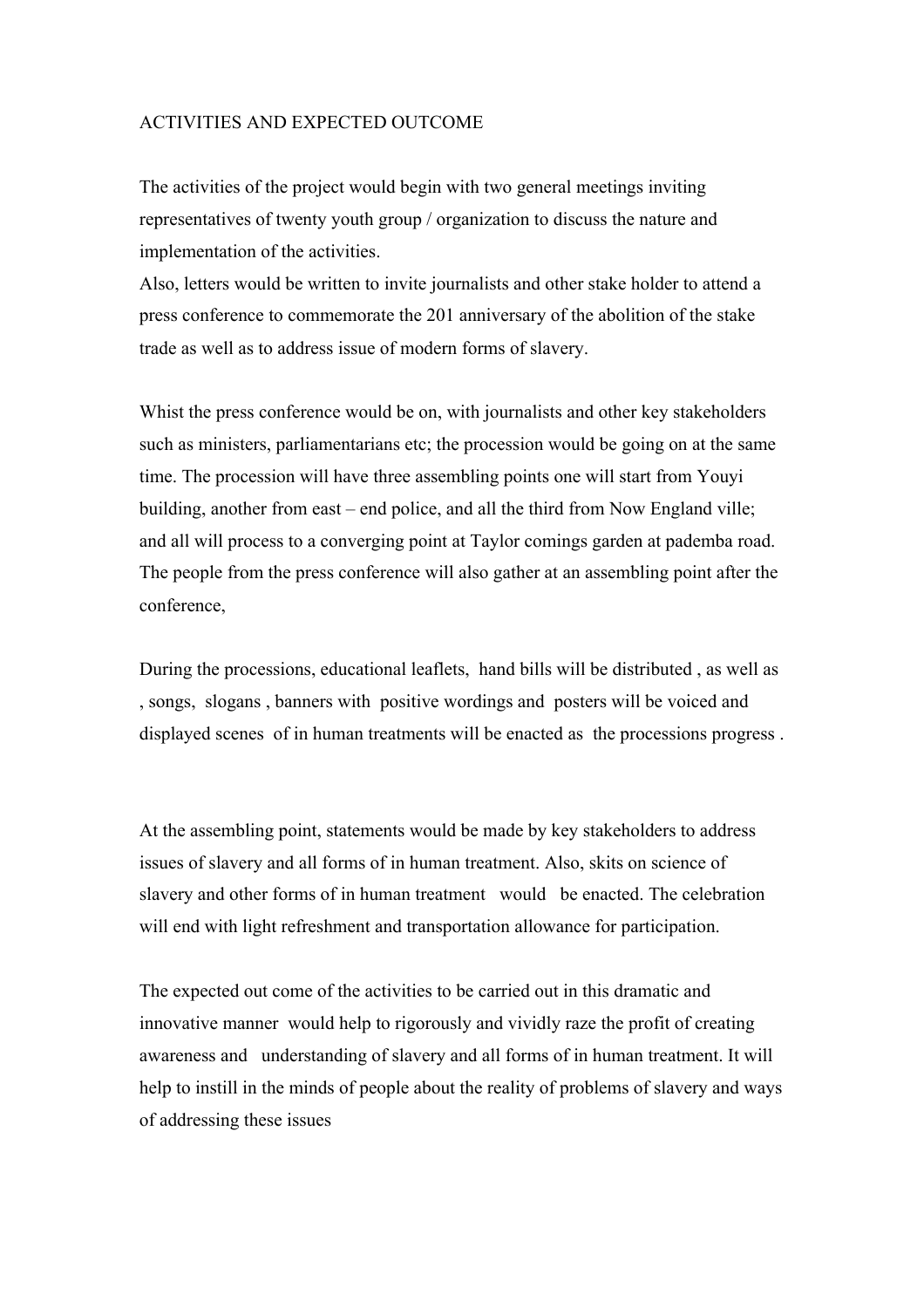ACTIVITIES AND EXPECTED OUTCOME

The activities of the project would begin with two general meetings inviting representatives of twenty youth group / organization to discuss the nature and implementation of the activities.
Also, letters would be written to invite journalists and other stake holder to attend a press conference to commemorate the 201 anniversary of the abolition of the stake trade as well as to address issue of modern forms of slavery.

Whist the press conference would be on, with journalists and other key stakeholders such as ministers, parliamentarians etc; the procession would be going on at the same time. The procession will have three assembling points one will start from Youyi building, another from east – end police, and all the third from Now England ville; and all will process to a converging point at Taylor comings garden at pademba road. The people from the press conference will also gather at an assembling point after the conference,

During the processions, educational leaflets, hand bills will be distributed , as well as , songs, slogans , banners with positive wordings and posters will be voiced and displayed scenes of in human treatments will be enacted as the processions progress .

At the assembling point, statements would be made by key stakeholders to address issues of slavery and all forms of in human treatment. Also, skits on science of slavery and other forms of in human treatment would be enacted. The celebration will end with light refreshment and transportation allowance for participation.

The expected out come of the activities to be carried out in this dramatic and innovative manner would help to rigorously and vividly raze the profit of creating awareness and understanding of slavery and all forms of in human treatment. It will help to instill in the minds of people about the reality of problems of slavery and ways of addressing these issues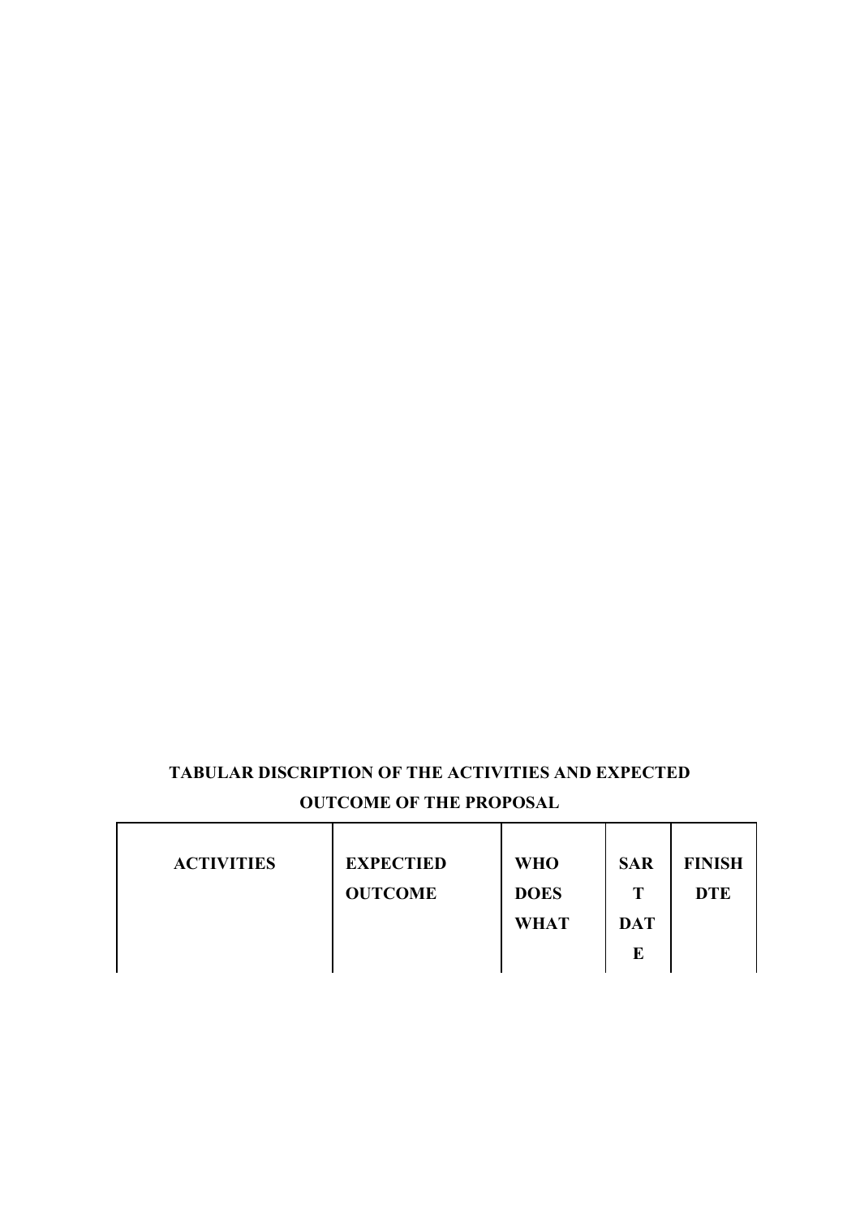**TABULAR DISCRIPTION OF THE ACTIVITIES AND EXPECTED OUTCOME OF THE PROPOSAL**

| ACTIVITIES | EXPECTIED OUTCOME | WHO DOES WHAT | SART DATE | FINISH DTE |
|---|---|---|---|---|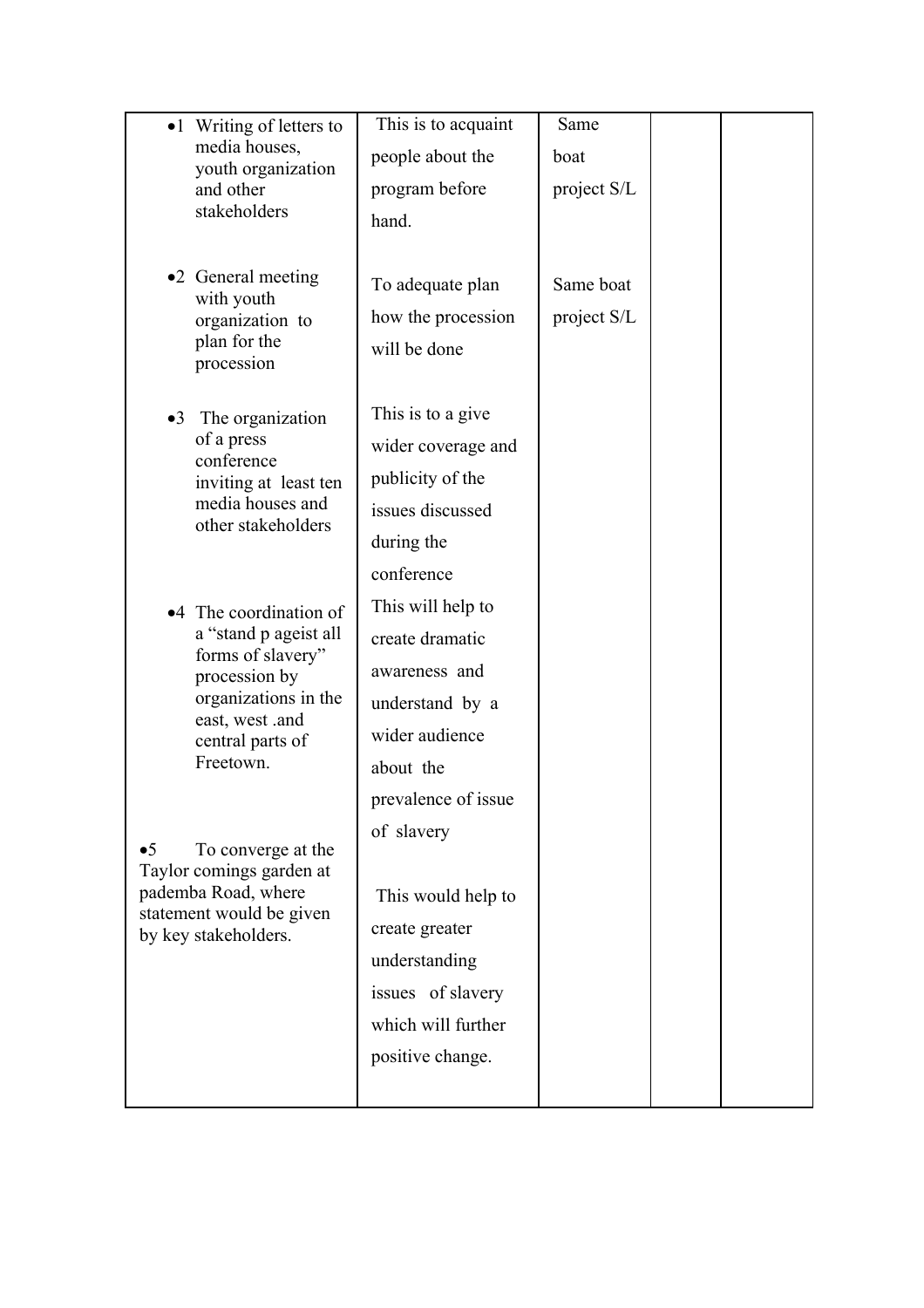| | | | | |
|---|---|---|---|---|
| •1 Writing of letters to media houses, youth organization and other stakeholders | This is to acquaint people about the program before hand. | Same boat project S/L | | |
| •2 General meeting with youth organization to plan for the procession | To adequate plan how the procession will be done | Same boat project S/L | | |
| •3 The organization of a press conference inviting at least ten media houses and other stakeholders | This is to a give wider coverage and publicity of the issues discussed during the conference | | | |
| •4 The coordination of a "stand p ageist all forms of slavery" procession by organizations in the east, west .and central parts of Freetown. | This will help to create dramatic awareness and understand by a wider audience about the prevalence of issue of slavery | | | |
| •5 To converge at the Taylor comings garden at pademba Road, where statement would be given by key stakeholders. | This would help to create greater understanding issues of slavery which will further positive change. | | | |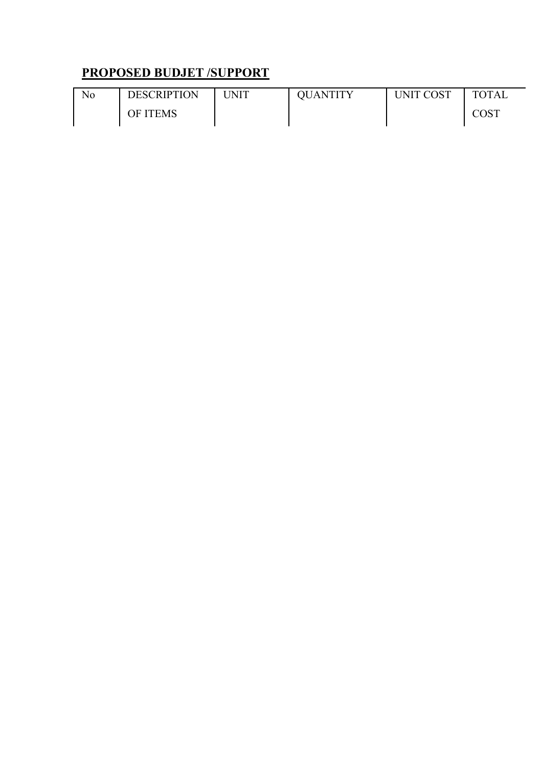## **PROPOSED BUDJET /SUPPORT**

| No | DESCRIPTION OF ITEMS | UNIT | QUANTITY | UNIT COST | TOTAL COST |
|---|---|---|---|---|---|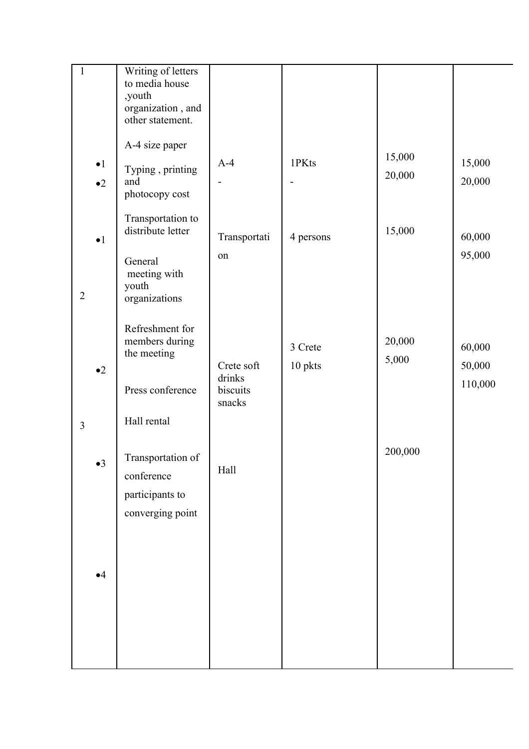| | | | | | |
|---|---|---|---|---|---|
| 1 | Writing of letters to media house ,youth organization , and other statement. | | | | |
| •1 | A-4 size paper | A-4 | 1PKts | 15,000 | 15,000 |
| •2 | Typing , printing and photocopy cost | - | - | 20,000 | 20,000 |
| •1 | Transportation to distribute letter | Transportation | 4 persons | 15,000 | 60,000 |
| | | | | | 95,000 |
| 2 | General meeting with youth organizations | | | | |
| •2 | Refreshment for members during the meeting | Crete soft drinks biscuits snacks | 3 Crete<br>10 pkts | 20,000<br>5,000 | 60,000<br>50,000<br>110,000 |
| 3 | Press conference | | | | |
| •3 | Hall rental | Hall | | 200,000 | |
| •4 | Transportation of conference participants to converging point | | | | |